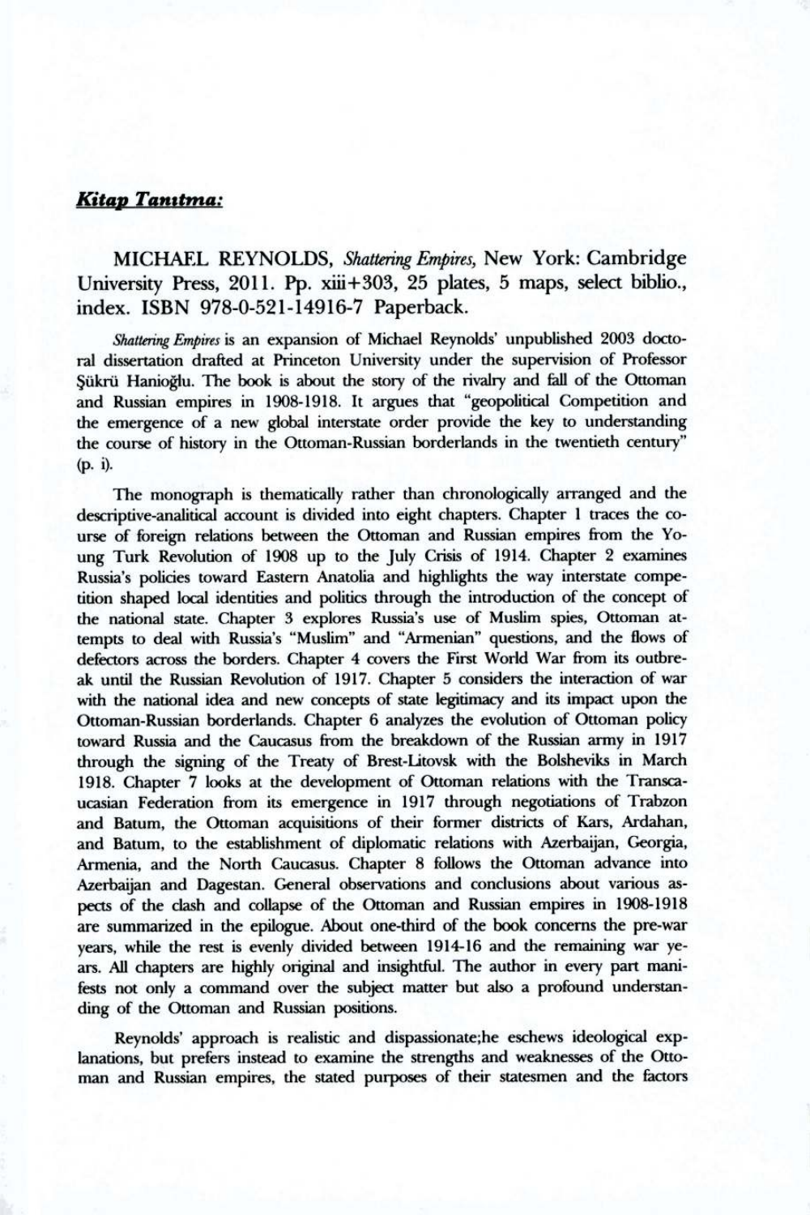***Kitap Tanıtma:***

MICHAEL REYNOLDS, *Shattering Empires*, New York: Cambridge University Press, 2011. Pp. xiii+303, 25 plates, 5 maps, select biblio., index. ISBN 978-0-521-14916-7 Paperback.

*Shattering Empires* is an expansion of Michael Reynolds' unpublished 2003 doctoral dissertation drafted at Princeton University under the supervision of Professor Şükrü Hanioğlu. The book is about the story of the rivalry and fall of the Ottoman and Russian empires in 1908-1918. It argues that "geopolitical Competition and the emergence of a new global interstate order provide the key to understanding the course of history in the Ottoman-Russian borderlands in the twentieth century" (p. i).

The monograph is thematically rather than chronologically arranged and the descriptive-analitical account is divided into eight chapters. Chapter 1 traces the course of foreign relations between the Ottoman and Russian empires from the Young Turk Revolution of 1908 up to the July Crisis of 1914. Chapter 2 examines Russia's policies toward Eastern Anatolia and highlights the way interstate competition shaped local identities and politics through the introduction of the concept of the national state. Chapter 3 explores Russia's use of Muslim spies, Ottoman attempts to deal with Russia's "Muslim" and "Armenian" questions, and the flows of defectors across the borders. Chapter 4 covers the First World War from its outbreak until the Russian Revolution of 1917. Chapter 5 considers the interaction of war with the national idea and new concepts of state legitimacy and its impact upon the Ottoman-Russian borderlands. Chapter 6 analyzes the evolution of Ottoman policy toward Russia and the Caucasus from the breakdown of the Russian army in 1917 through the signing of the Treaty of Brest-Litovsk with the Bolsheviks in March 1918. Chapter 7 looks at the development of Ottoman relations with the Transcaucasian Federation from its emergence in 1917 through negotiations of Trabzon and Batum, the Ottoman acquisitions of their former districts of Kars, Ardahan, and Batum, to the establishment of diplomatic relations with Azerbaijan, Georgia, Armenia, and the North Caucasus. Chapter 8 follows the Ottoman advance into Azerbaijan and Dagestan. General observations and conclusions about various aspects of the clash and collapse of the Ottoman and Russian empires in 1908-1918 are summarized in the epilogue. About one-third of the book concerns the pre-war years, while the rest is evenly divided between 1914-16 and the remaining war years. All chapters are highly original and insightful. The author in every part manifests not only a command over the subject matter but also a profound understanding of the Ottoman and Russian positions.

Reynolds' approach is realistic and dispassionate;he eschews ideological explanations, but prefers instead to examine the strengths and weaknesses of the Ottoman and Russian empires, the stated purposes of their statesmen and the factors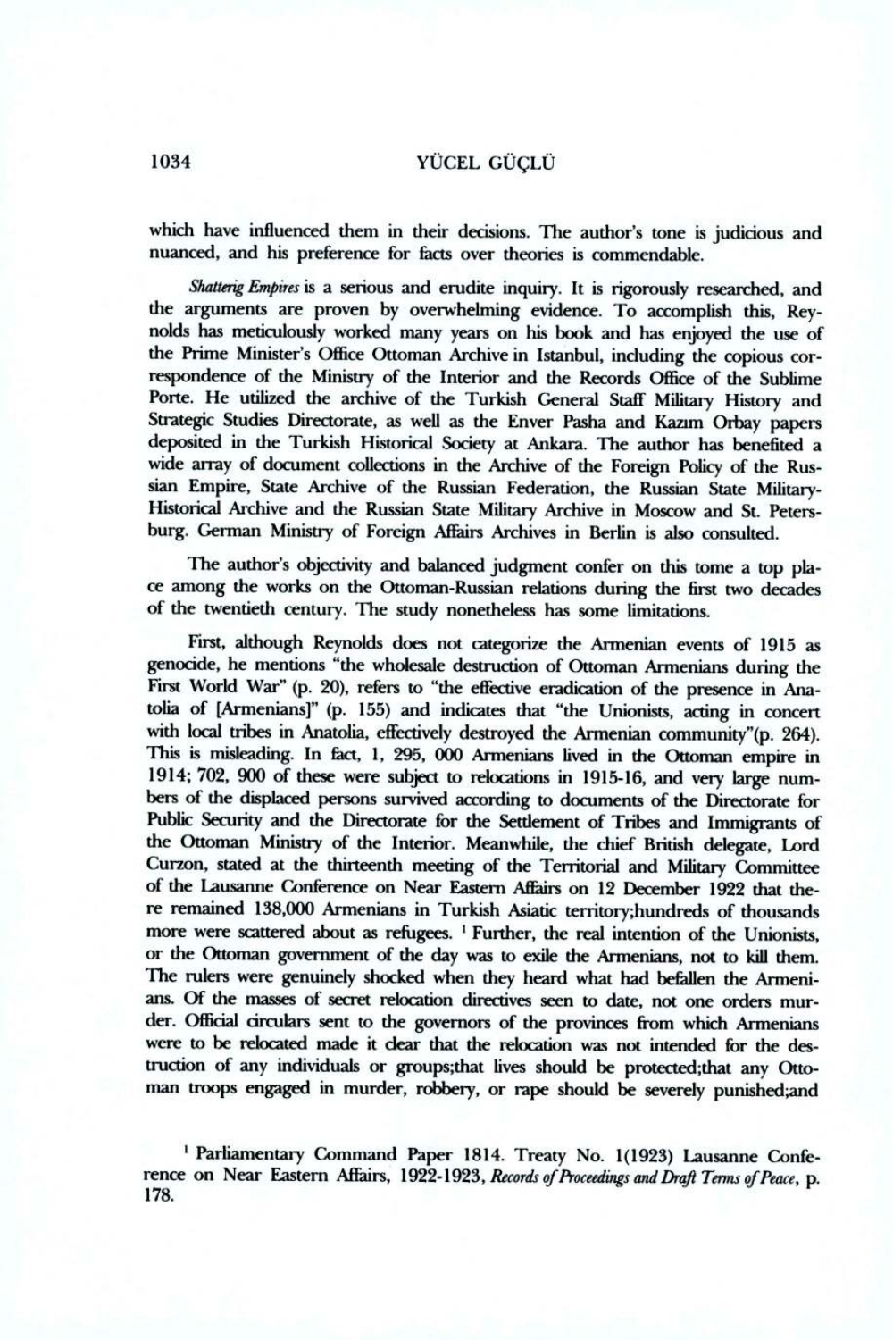which have influenced them in their decisions. The author's tone is judicious and nuanced, and his preference for facts over theories is commendable.

*Shatterig Empires* is a serious and erudite inquiry. It is rigorously researched, and the arguments are proven by overwhelming evidence. To accomplish this, Reynolds has meticulously worked many years on his book and has enjoyed the use of the Prime Minister's Office Ottoman Archive in Istanbul, including the copious correspondence of the Ministry of the Interior and the Records Office of the Sublime Porte. He utilized the archive of the Turkish General Staff Military History and Strategic Studies Directorate, as well as the Enver Pasha and Kazım Orbay papers deposited in the Turkish Historical Society at Ankara. The author has benefited a wide array of document collections in the Archive of the Foreign Policy of the Russian Empire, State Archive of the Russian Federation, the Russian State Military-Historical Archive and the Russian State Military Archive in Moscow and St. Petersburg. German Ministry of Foreign Affairs Archives in Berlin is also consulted.

The author's objectivity and balanced judgment confer on this tome a top place among the works on the Ottoman-Russian relations during the first two decades of the twentieth century. The study nonetheless has some limitations.

First, although Reynolds does not categorize the Armenian events of 1915 as genocide, he mentions "the wholesale destruction of Ottoman Armenians during the First World War" (p. 20), refers to "the effective eradication of the presence in Anatolia of [Armenians]" (p. 155) and indicates that "the Unionists, acting in concert with local tribes in Anatolia, effectively destroyed the Armenian community"(p. 264). This is misleading. In fact, 1, 295, 000 Armenians lived in the Ottoman empire in 1914; 702, 900 of these were subject to relocations in 1915-16, and very large numbers of the displaced persons survived according to documents of the Directorate for Public Security and the Directorate for the Settlement of Tribes and Immigrants of the Ottoman Ministry of the Interior. Meanwhile, the chief British delegate, Lord Curzon, stated at the thirteenth meeting of the Territorial and Military Committee of the Lausanne Conference on Near Eastern Affairs on 12 December 1922 that there remained 138,000 Armenians in Turkish Asiatic territory;hundreds of thousands more were scattered about as refugees. [1] Further, the real intention of the Unionists, or the Ottoman government of the day was to exile the Armenians, not to kill them. The rulers were genuinely shocked when they heard what had befallen the Armenians. Of the masses of secret relocation directives seen to date, not one orders murder. Official circulars sent to the governors of the provinces from which Armenians were to be relocated made it clear that the relocation was not intended for the destruction of any individuals or groups;that lives should be protected;that any Ottoman troops engaged in murder, robbery, or rape should be severely punished;and

[1] Parliamentary Command Paper 1814. Treaty No. 1(1923) Lausanne Conference on Near Eastern Affairs, 1922-1923, *Records of Proceedings and Draft Terms of Peace*, p. 178.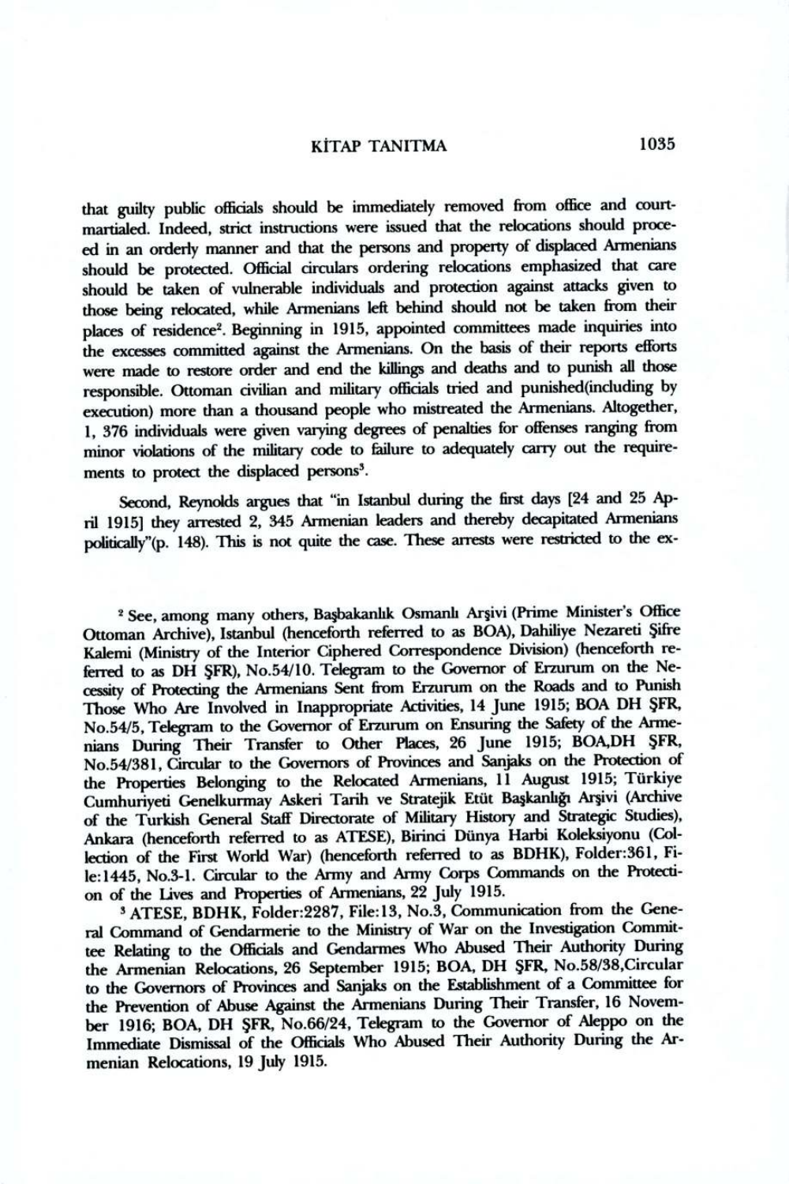that guilty public officials should be immediately removed from office and court-martialed. Indeed, strict instructions were issued that the relocations should proceed in an orderly manner and that the persons and property of displaced Armenians should be protected. Official circulars ordering relocations emphasized that care should be taken of vulnerable individuals and protection against attacks given to those being relocated, while Armenians left behind should not be taken from their places of residence[2]. Beginning in 1915, appointed committees made inquiries into the excesses committed against the Armenians. On the basis of their reports efforts were made to restore order and end the killings and deaths and to punish all those responsible. Ottoman civilian and military officials tried and punished(including by execution) more than a thousand people who mistreated the Armenians. Altogether, 1, 376 individuals were given varying degrees of penalties for offenses ranging from minor violations of the military code to failure to adequately carry out the requirements to protect the displaced persons[3].

Second, Reynolds argues that "in Istanbul during the first days [24 and 25 April 1915] they arrested 2, 345 Armenian leaders and thereby decapitated Armenians politically"(p. 148). This is not quite the case. These arrests were restricted to the ex-

---

[2] See, among many others, Başbakanlık Osmanlı Arşivi (Prime Minister's Office Ottoman Archive), Istanbul (henceforth referred to as BOA), Dahiliye Nezareti Şifre Kalemi (Ministry of the Interior Ciphered Correspondence Division) (henceforth referred to as DH ŞFR), No.54/10. Telegram to the Governor of Erzurum on the Necessity of Protecting the Armenians Sent from Erzurum on the Roads and to Punish Those Who Are Involved in Inappropriate Activities, 14 June 1915; BOA DH ŞFR, No.54/5, Telegram to the Governor of Erzurum on Ensuring the Safety of the Armenians During Their Transfer to Other Places, 26 June 1915; BOA,DH ŞFR, No.54/381, Circular to the Governors of Provinces and Sanjaks on the Protection of the Properties Belonging to the Relocated Armenians, 11 August 1915; Türkiye Cumhuriyeti Genelkurmay Askeri Tarih ve Stratejik Etüt Başkanlığı Arşivi (Archive of the Turkish General Staff Directorate of Military History and Strategic Studies), Ankara (henceforth referred to as ATESE), Birinci Dünya Harbi Koleksiyonu (Collection of the First World War) (henceforth referred to as BDHK), Folder:361, File:1445, No.3-1. Circular to the Army and Army Corps Commands on the Protection of the Lives and Properties of Armenians, 22 July 1915.

[3] ATESE, BDHK, Folder:2287, File:13, No.3, Communication from the General Command of Gendarmerie to the Ministry of War on the Investigation Committee Relating to the Officials and Gendarmes Who Abused Their Authority During the Armenian Relocations, 26 September 1915; BOA, DH ŞFR, No.58/38,Circular to the Governors of Provinces and Sanjaks on the Establishment of a Committee for the Prevention of Abuse Against the Armenians During Their Transfer, 16 November 1916; BOA, DH ŞFR, No.66/24, Telegram to the Governor of Aleppo on the Immediate Dismissal of the Officials Who Abused Their Authority During the Armenian Relocations, 19 July 1915.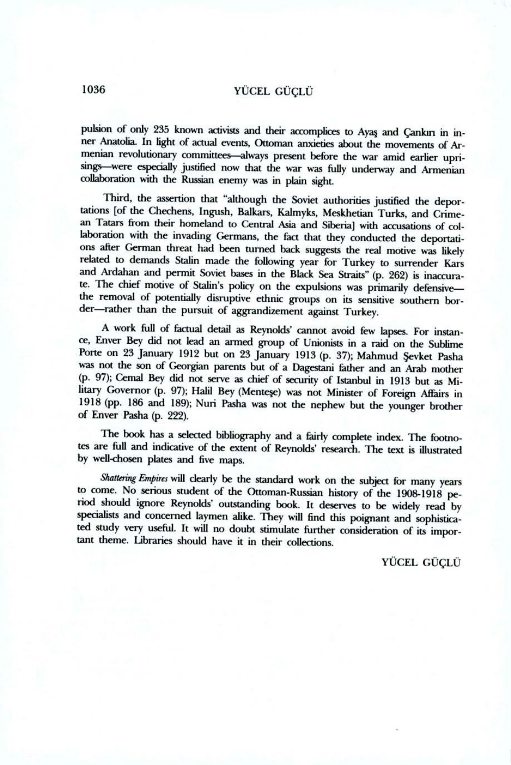pulsion of only 235 known activists and their accomplices to Ayaş and Çankırı in inner Anatolia. In light of actual events, Ottoman anxieties about the movements of Armenian revolutionary committees—always present before the war amid earlier uprisings—were especially justified now that the war was fully underway and Armenian collaboration with the Russian enemy was in plain sight.

Third, the assertion that "although the Soviet authorities justified the deportations [of the Chechens, Ingush, Balkars, Kalmyks, Meskhetian Turks, and Crimean Tatars from their homeland to Central Asia and Siberia] with accusations of collaboration with the invading Germans, the fact that they conducted the deportations after German threat had been turned back suggests the real motive was likely related to demands Stalin made the following year for Turkey to surrender Kars and Ardahan and permit Soviet bases in the Black Sea Straits" (p. 262) is inaccurate. The chief motive of Stalin's policy on the expulsions was primarily defensive—the removal of potentially disruptive ethnic groups on its sensitive southern border—rather than the pursuit of aggrandizement against Turkey.

A work full of factual detail as Reynolds' cannot avoid few lapses. For instance, Enver Bey did not lead an armed group of Unionists in a raid on the Sublime Porte on 23 January 1912 but on 23 January 1913 (p. 37); Mahmud Şevket Pasha was not the son of Georgian parents but of a Dagestani father and an Arab mother (p. 97); Cemal Bey did not serve as chief of security of Istanbul in 1913 but as Military Governor (p. 97); Halil Bey (Menteşe) was not Minister of Foreign Affairs in 1918 (pp. 186 and 189); Nuri Pasha was not the nephew but the younger brother of Enver Pasha (p. 222).

The book has a selected bibliography and a fairly complete index. The footnotes are full and indicative of the extent of Reynolds' research. The text is illustrated by well-chosen plates and five maps.

*Shattering Empires* will clearly be the standard work on the subject for many years to come. No serious student of the Ottoman-Russian history of the 1908-1918 period should ignore Reynolds' outstanding book. It deserves to be widely read by specialists and concerned laymen alike. They will find this poignant and sophisticated study very useful. It will no doubt stimulate further consideration of its important theme. Libraries should have it in their collections.

YÜCEL GÜÇLÜ